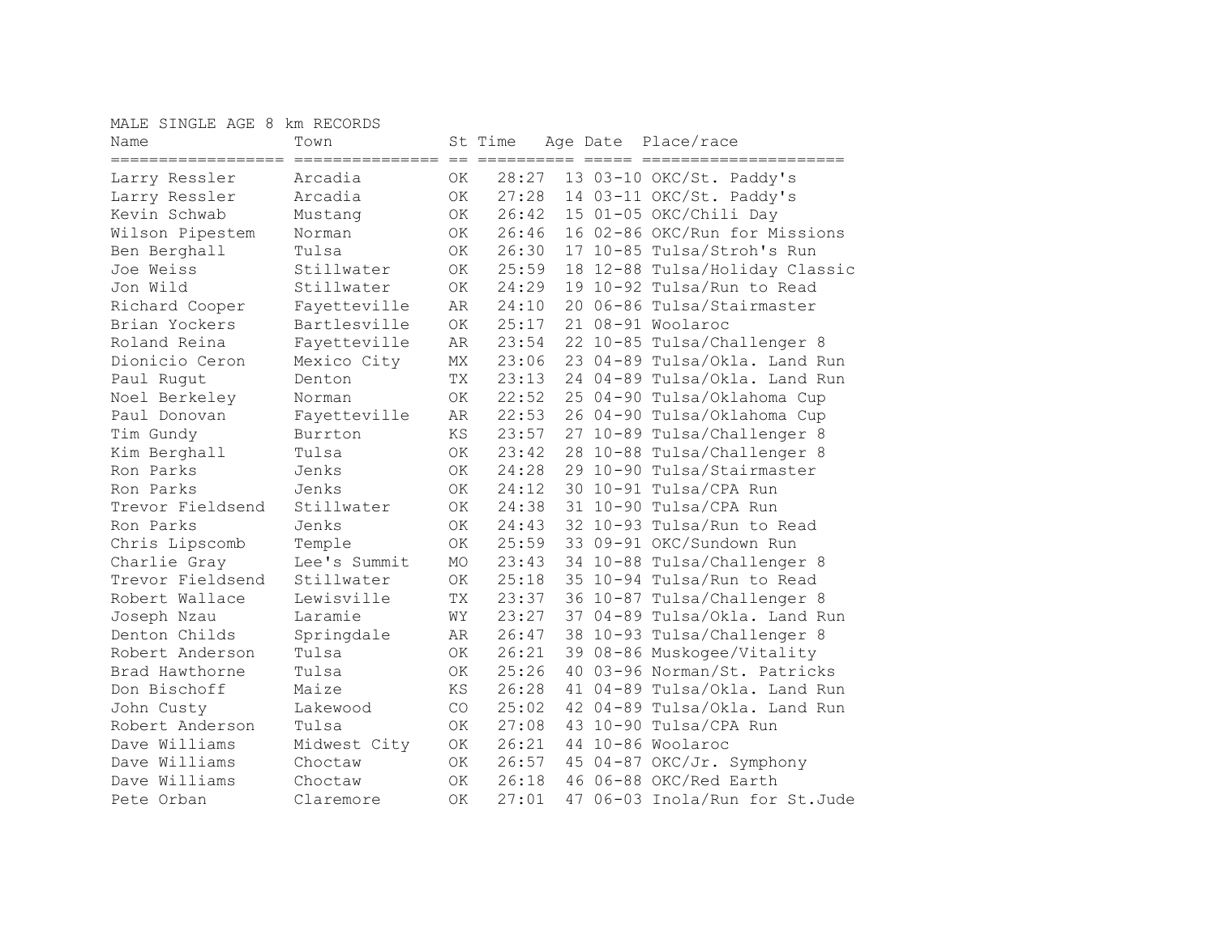MALE SINGLE AGE 8 km RECORDS

| Name | Town | St | Time | Age | Date | Place/race |
|---|---|---|---|---|---|---|
| Larry Ressler | Arcadia | OK | 28:27 | 13 | 03-10 | OKC/St. Paddy's |
| Larry Ressler | Arcadia | OK | 27:28 | 14 | 03-11 | OKC/St. Paddy's |
| Kevin Schwab | Mustang | OK | 26:42 | 15 | 01-05 | OKC/Chili Day |
| Wilson Pipestem | Norman | OK | 26:46 | 16 | 02-86 | OKC/Run for Missions |
| Ben Berghall | Tulsa | OK | 26:30 | 17 | 10-85 | Tulsa/Stroh's Run |
| Joe Weiss | Stillwater | OK | 25:59 | 18 | 12-88 | Tulsa/Holiday Classic |
| Jon Wild | Stillwater | OK | 24:29 | 19 | 10-92 | Tulsa/Run to Read |
| Richard Cooper | Fayetteville | AR | 24:10 | 20 | 06-86 | Tulsa/Stairmaster |
| Brian Yockers | Bartlesville | OK | 25:17 | 21 | 08-91 | Woolaroc |
| Roland Reina | Fayetteville | AR | 23:54 | 22 | 10-85 | Tulsa/Challenger 8 |
| Dionicio Ceron | Mexico City | MX | 23:06 | 23 | 04-89 | Tulsa/Okla. Land Run |
| Paul Rugut | Denton | TX | 23:13 | 24 | 04-89 | Tulsa/Okla. Land Run |
| Noel Berkeley | Norman | OK | 22:52 | 25 | 04-90 | Tulsa/Oklahoma Cup |
| Paul Donovan | Fayetteville | AR | 22:53 | 26 | 04-90 | Tulsa/Oklahoma Cup |
| Tim Gundy | Burrton | KS | 23:57 | 27 | 10-89 | Tulsa/Challenger 8 |
| Kim Berghall | Tulsa | OK | 23:42 | 28 | 10-88 | Tulsa/Challenger 8 |
| Ron Parks | Jenks | OK | 24:28 | 29 | 10-90 | Tulsa/Stairmaster |
| Ron Parks | Jenks | OK | 24:12 | 30 | 10-91 | Tulsa/CPA Run |
| Trevor Fieldsend | Stillwater | OK | 24:38 | 31 | 10-90 | Tulsa/CPA Run |
| Ron Parks | Jenks | OK | 24:43 | 32 | 10-93 | Tulsa/Run to Read |
| Chris Lipscomb | Temple | OK | 25:59 | 33 | 09-91 | OKC/Sundown Run |
| Charlie Gray | Lee's Summit | MO | 23:43 | 34 | 10-88 | Tulsa/Challenger 8 |
| Trevor Fieldsend | Stillwater | OK | 25:18 | 35 | 10-94 | Tulsa/Run to Read |
| Robert Wallace | Lewisville | TX | 23:37 | 36 | 10-87 | Tulsa/Challenger 8 |
| Joseph Nzau | Laramie | WY | 23:27 | 37 | 04-89 | Tulsa/Okla. Land Run |
| Denton Childs | Springdale | AR | 26:47 | 38 | 10-93 | Tulsa/Challenger 8 |
| Robert Anderson | Tulsa | OK | 26:21 | 39 | 08-86 | Muskogee/Vitality |
| Brad Hawthorne | Tulsa | OK | 25:26 | 40 | 03-96 | Norman/St. Patricks |
| Don Bischoff | Maize | KS | 26:28 | 41 | 04-89 | Tulsa/Okla. Land Run |
| John Custy | Lakewood | CO | 25:02 | 42 | 04-89 | Tulsa/Okla. Land Run |
| Robert Anderson | Tulsa | OK | 27:08 | 43 | 10-90 | Tulsa/CPA Run |
| Dave Williams | Midwest City | OK | 26:21 | 44 | 10-86 | Woolaroc |
| Dave Williams | Choctaw | OK | 26:57 | 45 | 04-87 | OKC/Jr. Symphony |
| Dave Williams | Choctaw | OK | 26:18 | 46 | 06-88 | OKC/Red Earth |
| Pete Orban | Claremore | OK | 27:01 | 47 | 06-03 | Inola/Run for St.Jude |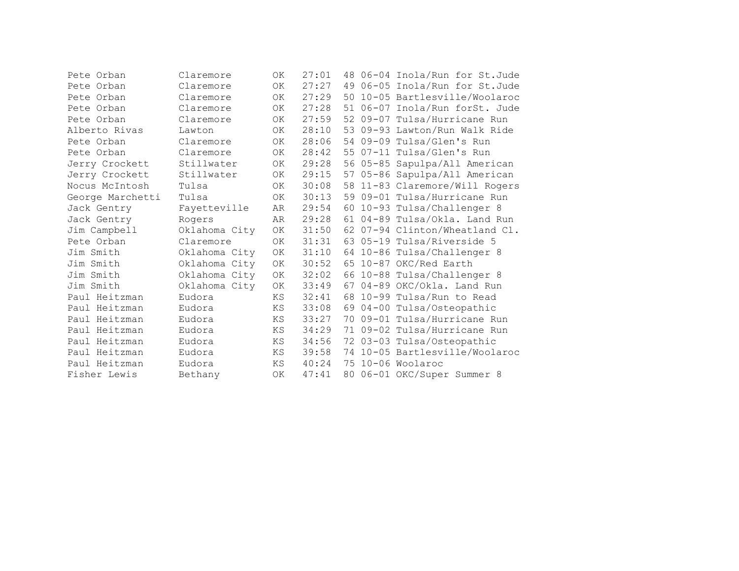| | | | | | | |
|---|---|---|---|---|---|---|
| Pete Orban | Claremore | OK | 27:01 | 48 | 06-04 | Inola/Run for St.Jude |
| Pete Orban | Claremore | OK | 27:27 | 49 | 06-05 | Inola/Run for St.Jude |
| Pete Orban | Claremore | OK | 27:29 | 50 | 10-05 | Bartlesville/Woolaroc |
| Pete Orban | Claremore | OK | 27:28 | 51 | 06-07 | Inola/Run forSt. Jude |
| Pete Orban | Claremore | OK | 27:59 | 52 | 09-07 | Tulsa/Hurricane Run |
| Alberto Rivas | Lawton | OK | 28:10 | 53 | 09-93 | Lawton/Run Walk Ride |
| Pete Orban | Claremore | OK | 28:06 | 54 | 09-09 | Tulsa/Glen's Run |
| Pete Orban | Claremore | OK | 28:42 | 55 | 07-11 | Tulsa/Glen's Run |
| Jerry Crockett | Stillwater | OK | 29:28 | 56 | 05-85 | Sapulpa/All American |
| Jerry Crockett | Stillwater | OK | 29:15 | 57 | 05-86 | Sapulpa/All American |
| Nocus McIntosh | Tulsa | OK | 30:08 | 58 | 11-83 | Claremore/Will Rogers |
| George Marchetti | Tulsa | OK | 30:13 | 59 | 09-01 | Tulsa/Hurricane Run |
| Jack Gentry | Fayetteville | AR | 29:54 | 60 | 10-93 | Tulsa/Challenger 8 |
| Jack Gentry | Rogers | AR | 29:28 | 61 | 04-89 | Tulsa/Okla. Land Run |
| Jim Campbell | Oklahoma City | OK | 31:50 | 62 | 07-94 | Clinton/Wheatland Cl. |
| Pete Orban | Claremore | OK | 31:31 | 63 | 05-19 | Tulsa/Riverside 5 |
| Jim Smith | Oklahoma City | OK | 31:10 | 64 | 10-86 | Tulsa/Challenger 8 |
| Jim Smith | Oklahoma City | OK | 30:52 | 65 | 10-87 | OKC/Red Earth |
| Jim Smith | Oklahoma City | OK | 32:02 | 66 | 10-88 | Tulsa/Challenger 8 |
| Jim Smith | Oklahoma City | OK | 33:49 | 67 | 04-89 | OKC/Okla. Land Run |
| Paul Heitzman | Eudora | KS | 32:41 | 68 | 10-99 | Tulsa/Run to Read |
| Paul Heitzman | Eudora | KS | 33:08 | 69 | 04-00 | Tulsa/Osteopathic |
| Paul Heitzman | Eudora | KS | 33:27 | 70 | 09-01 | Tulsa/Hurricane Run |
| Paul Heitzman | Eudora | KS | 34:29 | 71 | 09-02 | Tulsa/Hurricane Run |
| Paul Heitzman | Eudora | KS | 34:56 | 72 | 03-03 | Tulsa/Osteopathic |
| Paul Heitzman | Eudora | KS | 39:58 | 74 | 10-05 | Bartlesville/Woolaroc |
| Paul Heitzman | Eudora | KS | 40:24 | 75 | 10-06 | Woolaroc |
| Fisher Lewis | Bethany | OK | 47:41 | 80 | 06-01 | OKC/Super Summer 8 |